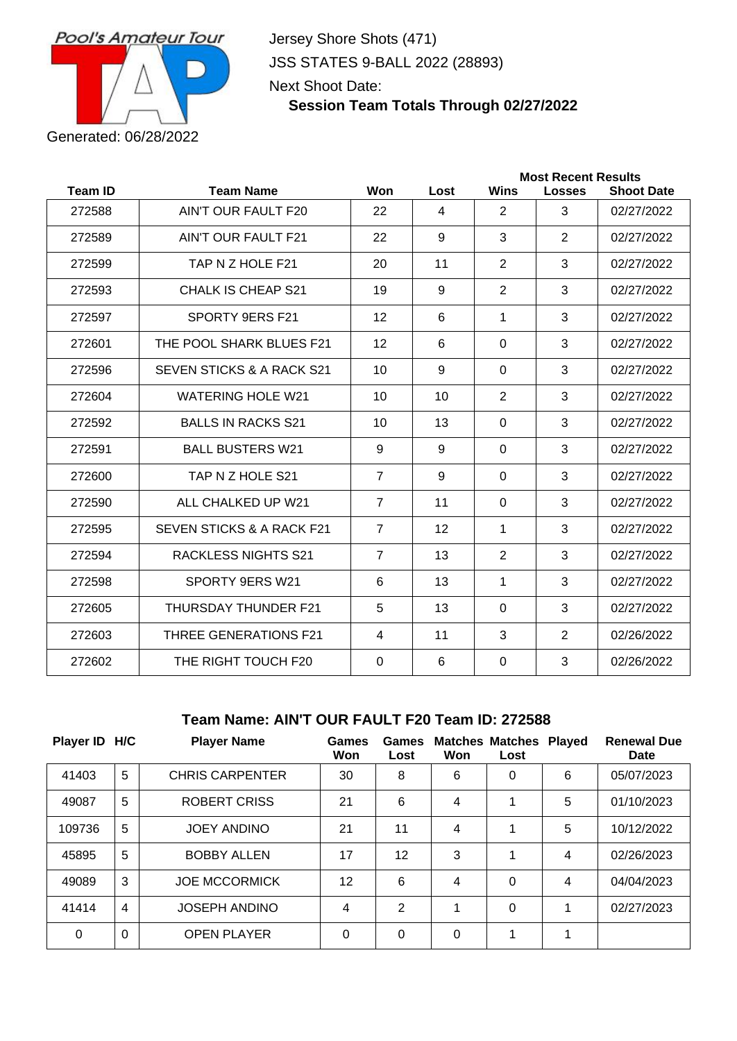Pool's Amateur Tour

Generated: 06/28/2022

Jersey Shore Shots (471)

JSS STATES 9-BALL 2022 (28893)

Next Shoot Date:

**Session Team Totals Through 02/27/2022**

| Team ID | Team Name | Won | Lost | Most Recent Results Wins | Losses | Shoot Date |
|---|---|---|---|---|---|---|
| 272588 | AIN'T OUR FAULT F20 | 22 | 4 | 2 | 3 | 02/27/2022 |
| 272589 | AIN'T OUR FAULT F21 | 22 | 9 | 3 | 2 | 02/27/2022 |
| 272599 | TAP N Z HOLE F21 | 20 | 11 | 2 | 3 | 02/27/2022 |
| 272593 | CHALK IS CHEAP S21 | 19 | 9 | 2 | 3 | 02/27/2022 |
| 272597 | SPORTY 9ERS F21 | 12 | 6 | 1 | 3 | 02/27/2022 |
| 272601 | THE POOL SHARK BLUES F21 | 12 | 6 | 0 | 3 | 02/27/2022 |
| 272596 | SEVEN STICKS & A RACK S21 | 10 | 9 | 0 | 3 | 02/27/2022 |
| 272604 | WATERING HOLE W21 | 10 | 10 | 2 | 3 | 02/27/2022 |
| 272592 | BALLS IN RACKS S21 | 10 | 13 | 0 | 3 | 02/27/2022 |
| 272591 | BALL BUSTERS W21 | 9 | 9 | 0 | 3 | 02/27/2022 |
| 272600 | TAP N Z HOLE S21 | 7 | 9 | 0 | 3 | 02/27/2022 |
| 272590 | ALL CHALKED UP W21 | 7 | 11 | 0 | 3 | 02/27/2022 |
| 272595 | SEVEN STICKS & A RACK F21 | 7 | 12 | 1 | 3 | 02/27/2022 |
| 272594 | RACKLESS NIGHTS S21 | 7 | 13 | 2 | 3 | 02/27/2022 |
| 272598 | SPORTY 9ERS W21 | 6 | 13 | 1 | 3 | 02/27/2022 |
| 272605 | THURSDAY THUNDER F21 | 5 | 13 | 0 | 3 | 02/27/2022 |
| 272603 | THREE GENERATIONS F21 | 4 | 11 | 3 | 2 | 02/26/2022 |
| 272602 | THE RIGHT TOUCH F20 | 0 | 6 | 0 | 3 | 02/26/2022 |

## Team Name: AIN'T OUR FAULT F20 Team ID: 272588

| Player ID | H/C | Player Name | Games Won | Games Lost | Matches Won | Matches Lost | Played | Renewal Due Date |
|---|---|---|---|---|---|---|---|---|
| 41403 | 5 | CHRIS CARPENTER | 30 | 8 | 6 | 0 | 6 | 05/07/2023 |
| 49087 | 5 | ROBERT CRISS | 21 | 6 | 4 | 1 | 5 | 01/10/2023 |
| 109736 | 5 | JOEY ANDINO | 21 | 11 | 4 | 1 | 5 | 10/12/2022 |
| 45895 | 5 | BOBBY ALLEN | 17 | 12 | 3 | 1 | 4 | 02/26/2023 |
| 49089 | 3 | JOE MCCORMICK | 12 | 6 | 4 | 0 | 4 | 04/04/2023 |
| 41414 | 4 | JOSEPH ANDINO | 4 | 2 | 1 | 0 | 1 | 02/27/2023 |
| 0 | 0 | OPEN PLAYER | 0 | 0 | 0 | 1 | 1 | |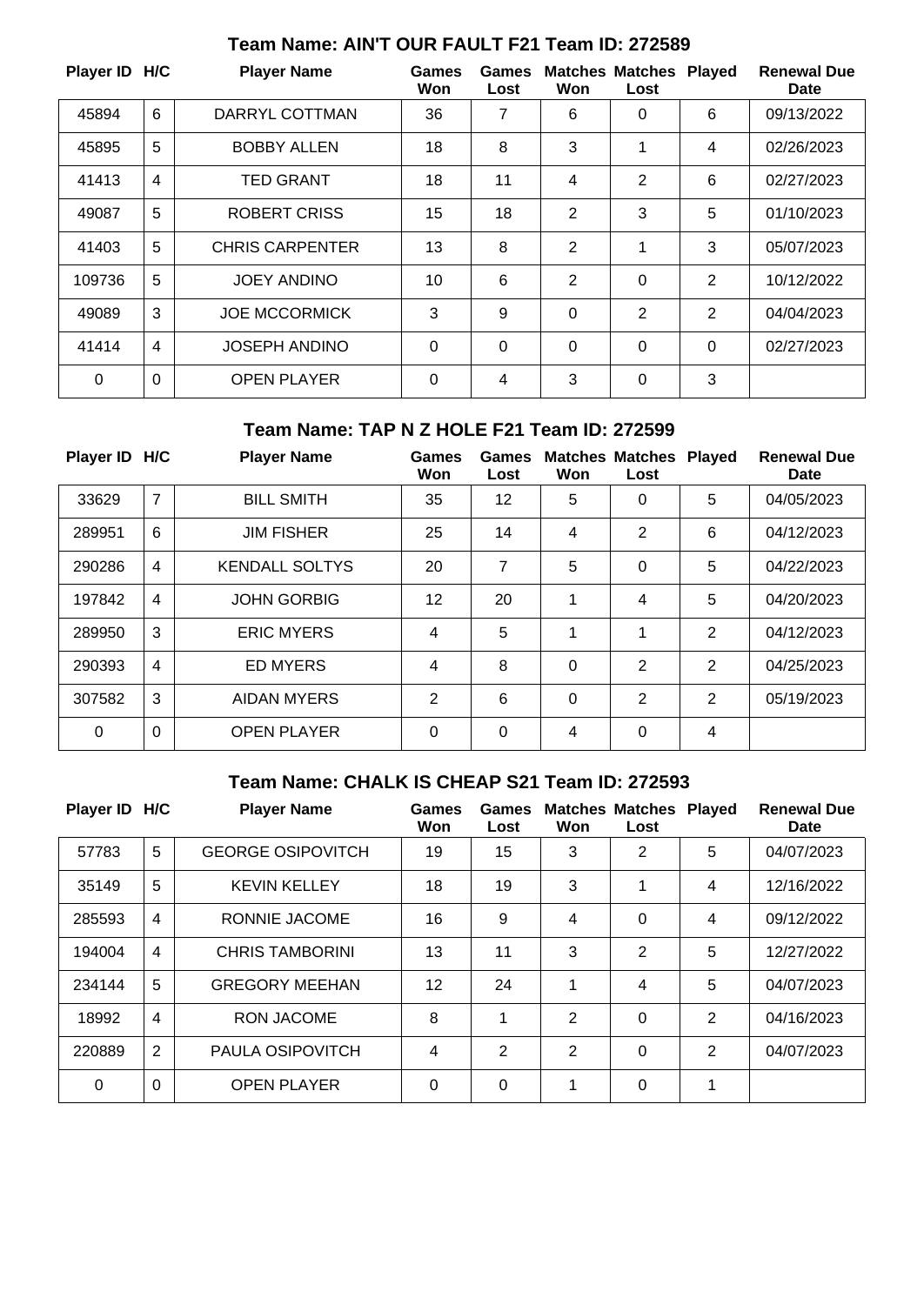## Team Name: AIN'T OUR FAULT F21 Team ID: 272589

| Player ID | H/C | Player Name | Games Won | Games Lost | Matches Won | Matches Lost | Played | Renewal Due Date |
|---|---|---|---|---|---|---|---|---|
| 45894 | 6 | DARRYL COTTMAN | 36 | 7 | 6 | 0 | 6 | 09/13/2022 |
| 45895 | 5 | BOBBY ALLEN | 18 | 8 | 3 | 1 | 4 | 02/26/2023 |
| 41413 | 4 | TED GRANT | 18 | 11 | 4 | 2 | 6 | 02/27/2023 |
| 49087 | 5 | ROBERT CRISS | 15 | 18 | 2 | 3 | 5 | 01/10/2023 |
| 41403 | 5 | CHRIS CARPENTER | 13 | 8 | 2 | 1 | 3 | 05/07/2023 |
| 109736 | 5 | JOEY ANDINO | 10 | 6 | 2 | 0 | 2 | 10/12/2022 |
| 49089 | 3 | JOE MCCORMICK | 3 | 9 | 0 | 2 | 2 | 04/04/2023 |
| 41414 | 4 | JOSEPH ANDINO | 0 | 0 | 0 | 0 | 0 | 02/27/2023 |
| 0 | 0 | OPEN PLAYER | 0 | 4 | 3 | 0 | 3 | |

## Team Name: TAP N Z HOLE F21 Team ID: 272599

| Player ID | H/C | Player Name | Games Won | Games Lost | Matches Won | Matches Lost | Played | Renewal Due Date |
|---|---|---|---|---|---|---|---|---|
| 33629 | 7 | BILL SMITH | 35 | 12 | 5 | 0 | 5 | 04/05/2023 |
| 289951 | 6 | JIM FISHER | 25 | 14 | 4 | 2 | 6 | 04/12/2023 |
| 290286 | 4 | KENDALL SOLTYS | 20 | 7 | 5 | 0 | 5 | 04/22/2023 |
| 197842 | 4 | JOHN GORBIG | 12 | 20 | 1 | 4 | 5 | 04/20/2023 |
| 289950 | 3 | ERIC MYERS | 4 | 5 | 1 | 1 | 2 | 04/12/2023 |
| 290393 | 4 | ED MYERS | 4 | 8 | 0 | 2 | 2 | 04/25/2023 |
| 307582 | 3 | AIDAN MYERS | 2 | 6 | 0 | 2 | 2 | 05/19/2023 |
| 0 | 0 | OPEN PLAYER | 0 | 0 | 4 | 0 | 4 | |

## Team Name: CHALK IS CHEAP S21 Team ID: 272593

| Player ID | H/C | Player Name | Games Won | Games Lost | Matches Won | Matches Lost | Played | Renewal Due Date |
|---|---|---|---|---|---|---|---|---|
| 57783 | 5 | GEORGE OSIPOVITCH | 19 | 15 | 3 | 2 | 5 | 04/07/2023 |
| 35149 | 5 | KEVIN KELLEY | 18 | 19 | 3 | 1 | 4 | 12/16/2022 |
| 285593 | 4 | RONNIE JACOME | 16 | 9 | 4 | 0 | 4 | 09/12/2022 |
| 194004 | 4 | CHRIS TAMBORINI | 13 | 11 | 3 | 2 | 5 | 12/27/2022 |
| 234144 | 5 | GREGORY MEEHAN | 12 | 24 | 1 | 4 | 5 | 04/07/2023 |
| 18992 | 4 | RON JACOME | 8 | 1 | 2 | 0 | 2 | 04/16/2023 |
| 220889 | 2 | PAULA OSIPOVITCH | 4 | 2 | 2 | 0 | 2 | 04/07/2023 |
| 0 | 0 | OPEN PLAYER | 0 | 0 | 1 | 0 | 1 | |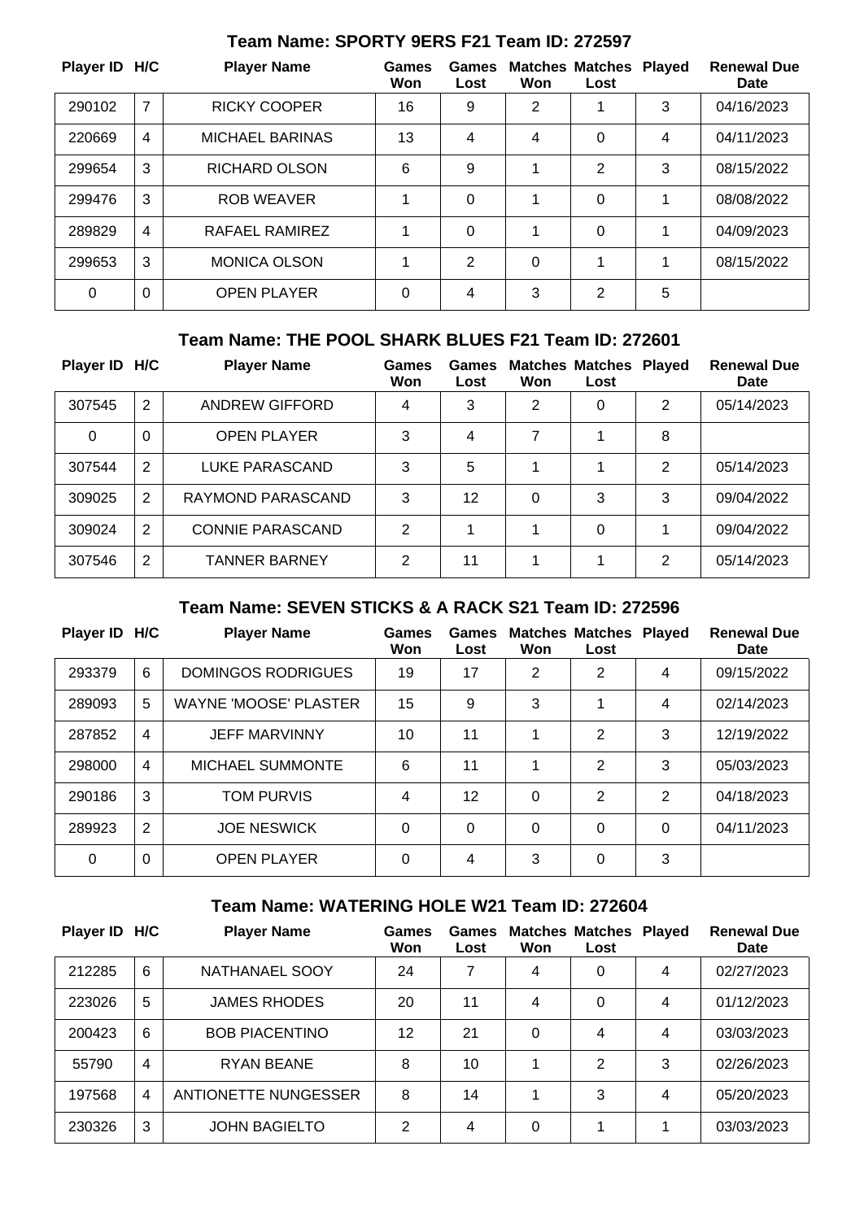## Team Name: SPORTY 9ERS F21 Team ID: 272597

| Player ID | H/C | Player Name | Games Won | Games Lost | Matches Won | Matches Lost | Played | Renewal Due Date |
|---|---|---|---|---|---|---|---|---|
| 290102 | 7 | RICKY COOPER | 16 | 9 | 2 | 1 | 3 | 04/16/2023 |
| 220669 | 4 | MICHAEL BARINAS | 13 | 4 | 4 | 0 | 4 | 04/11/2023 |
| 299654 | 3 | RICHARD OLSON | 6 | 9 | 1 | 2 | 3 | 08/15/2022 |
| 299476 | 3 | ROB WEAVER | 1 | 0 | 1 | 0 | 1 | 08/08/2022 |
| 289829 | 4 | RAFAEL RAMIREZ | 1 | 0 | 1 | 0 | 1 | 04/09/2023 |
| 299653 | 3 | MONICA OLSON | 1 | 2 | 0 | 1 | 1 | 08/15/2022 |
| 0 | 0 | OPEN PLAYER | 0 | 4 | 3 | 2 | 5 | |

## Team Name: THE POOL SHARK BLUES F21 Team ID: 272601

| Player ID | H/C | Player Name | Games Won | Games Lost | Matches Won | Matches Lost | Played | Renewal Due Date |
|---|---|---|---|---|---|---|---|---|
| 307545 | 2 | ANDREW GIFFORD | 4 | 3 | 2 | 0 | 2 | 05/14/2023 |
| 0 | 0 | OPEN PLAYER | 3 | 4 | 7 | 1 | 8 | |
| 307544 | 2 | LUKE PARASCAND | 3 | 5 | 1 | 1 | 2 | 05/14/2023 |
| 309025 | 2 | RAYMOND PARASCAND | 3 | 12 | 0 | 3 | 3 | 09/04/2022 |
| 309024 | 2 | CONNIE PARASCAND | 2 | 1 | 1 | 0 | 1 | 09/04/2022 |
| 307546 | 2 | TANNER BARNEY | 2 | 11 | 1 | 1 | 2 | 05/14/2023 |

## Team Name: SEVEN STICKS & A RACK S21 Team ID: 272596

| Player ID | H/C | Player Name | Games Won | Games Lost | Matches Won | Matches Lost | Played | Renewal Due Date |
|---|---|---|---|---|---|---|---|---|
| 293379 | 6 | DOMINGOS RODRIGUES | 19 | 17 | 2 | 2 | 4 | 09/15/2022 |
| 289093 | 5 | WAYNE 'MOOSE' PLASTER | 15 | 9 | 3 | 1 | 4 | 02/14/2023 |
| 287852 | 4 | JEFF MARVINNY | 10 | 11 | 1 | 2 | 3 | 12/19/2022 |
| 298000 | 4 | MICHAEL SUMMONTE | 6 | 11 | 1 | 2 | 3 | 05/03/2023 |
| 290186 | 3 | TOM PURVIS | 4 | 12 | 0 | 2 | 2 | 04/18/2023 |
| 289923 | 2 | JOE NESWICK | 0 | 0 | 0 | 0 | 0 | 04/11/2023 |
| 0 | 0 | OPEN PLAYER | 0 | 4 | 3 | 0 | 3 | |

## Team Name: WATERING HOLE W21 Team ID: 272604

| Player ID | H/C | Player Name | Games Won | Games Lost | Matches Won | Matches Lost | Played | Renewal Due Date |
|---|---|---|---|---|---|---|---|---|
| 212285 | 6 | NATHANAEL SOOY | 24 | 7 | 4 | 0 | 4 | 02/27/2023 |
| 223026 | 5 | JAMES RHODES | 20 | 11 | 4 | 0 | 4 | 01/12/2023 |
| 200423 | 6 | BOB PIACENTINO | 12 | 21 | 0 | 4 | 4 | 03/03/2023 |
| 55790 | 4 | RYAN BEANE | 8 | 10 | 1 | 2 | 3 | 02/26/2023 |
| 197568 | 4 | ANTIONETTE NUNGESSER | 8 | 14 | 1 | 3 | 4 | 05/20/2023 |
| 230326 | 3 | JOHN BAGIELTO | 2 | 4 | 0 | 1 | 1 | 03/03/2023 |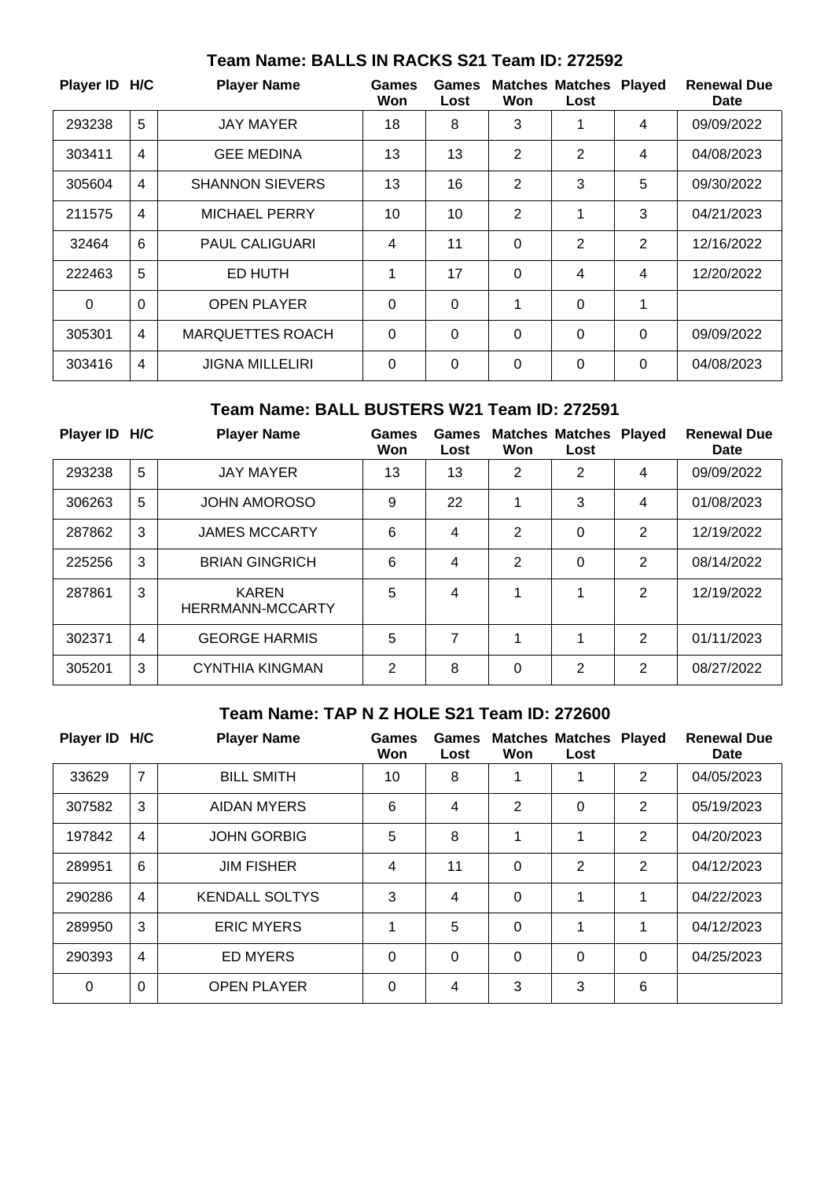### Team Name: BALLS IN RACKS S21 Team ID: 272592

| Player ID | H/C | Player Name | Games Won | Games Lost | Matches Won | Matches Lost | Played | Renewal Due Date |
|---|---|---|---|---|---|---|---|---|
| 293238 | 5 | JAY MAYER | 18 | 8 | 3 | 1 | 4 | 09/09/2022 |
| 303411 | 4 | GEE MEDINA | 13 | 13 | 2 | 2 | 4 | 04/08/2023 |
| 305604 | 4 | SHANNON SIEVERS | 13 | 16 | 2 | 3 | 5 | 09/30/2022 |
| 211575 | 4 | MICHAEL PERRY | 10 | 10 | 2 | 1 | 3 | 04/21/2023 |
| 32464 | 6 | PAUL CALIGUARI | 4 | 11 | 0 | 2 | 2 | 12/16/2022 |
| 222463 | 5 | ED HUTH | 1 | 17 | 0 | 4 | 4 | 12/20/2022 |
| 0 | 0 | OPEN PLAYER | 0 | 0 | 1 | 0 | 1 | |
| 305301 | 4 | MARQUETTES ROACH | 0 | 0 | 0 | 0 | 0 | 09/09/2022 |
| 303416 | 4 | JIGNA MILLELIRI | 0 | 0 | 0 | 0 | 0 | 04/08/2023 |

### Team Name: BALL BUSTERS W21 Team ID: 272591

| Player ID | H/C | Player Name | Games Won | Games Lost | Matches Won | Matches Lost | Played | Renewal Due Date |
|---|---|---|---|---|---|---|---|---|
| 293238 | 5 | JAY MAYER | 13 | 13 | 2 | 2 | 4 | 09/09/2022 |
| 306263 | 5 | JOHN AMOROSO | 9 | 22 | 1 | 3 | 4 | 01/08/2023 |
| 287862 | 3 | JAMES MCCARTY | 6 | 4 | 2 | 0 | 2 | 12/19/2022 |
| 225256 | 3 | BRIAN GINGRICH | 6 | 4 | 2 | 0 | 2 | 08/14/2022 |
| 287861 | 3 | KAREN HERRMANN-MCCARTY | 5 | 4 | 1 | 1 | 2 | 12/19/2022 |
| 302371 | 4 | GEORGE HARMIS | 5 | 7 | 1 | 1 | 2 | 01/11/2023 |
| 305201 | 3 | CYNTHIA KINGMAN | 2 | 8 | 0 | 2 | 2 | 08/27/2022 |

### Team Name: TAP N Z HOLE S21 Team ID: 272600

| Player ID | H/C | Player Name | Games Won | Games Lost | Matches Won | Matches Lost | Played | Renewal Due Date |
|---|---|---|---|---|---|---|---|---|
| 33629 | 7 | BILL SMITH | 10 | 8 | 1 | 1 | 2 | 04/05/2023 |
| 307582 | 3 | AIDAN MYERS | 6 | 4 | 2 | 0 | 2 | 05/19/2023 |
| 197842 | 4 | JOHN GORBIG | 5 | 8 | 1 | 1 | 2 | 04/20/2023 |
| 289951 | 6 | JIM FISHER | 4 | 11 | 0 | 2 | 2 | 04/12/2023 |
| 290286 | 4 | KENDALL SOLTYS | 3 | 4 | 0 | 1 | 1 | 04/22/2023 |
| 289950 | 3 | ERIC MYERS | 1 | 5 | 0 | 1 | 1 | 04/12/2023 |
| 290393 | 4 | ED MYERS | 0 | 0 | 0 | 0 | 0 | 04/25/2023 |
| 0 | 0 | OPEN PLAYER | 0 | 4 | 3 | 3 | 6 | |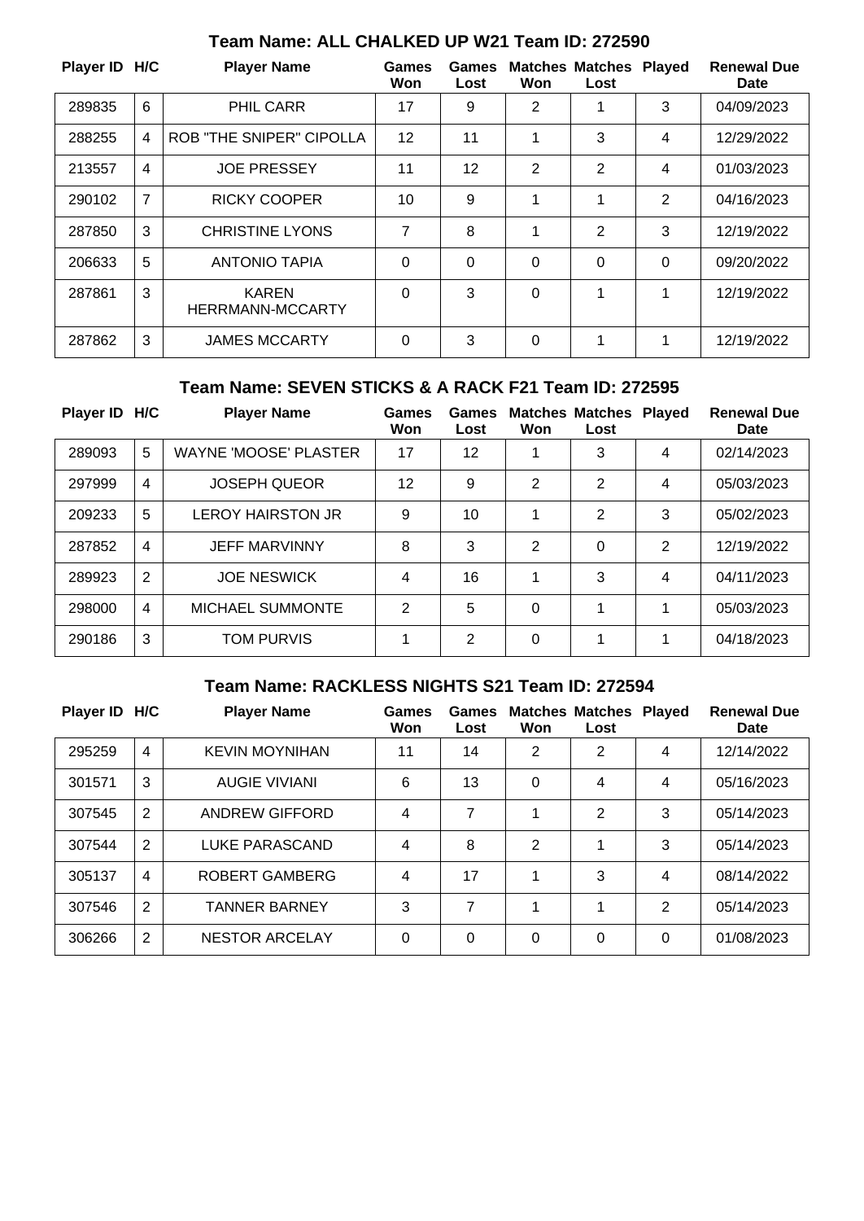## Team Name: ALL CHALKED UP W21 Team ID: 272590

| Player ID | H/C | Player Name | Games Won | Games Lost | Matches Won | Matches Lost | Played | Renewal Due Date |
|---|---|---|---|---|---|---|---|---|
| 289835 | 6 | PHIL CARR | 17 | 9 | 2 | 1 | 3 | 04/09/2023 |
| 288255 | 4 | ROB "THE SNIPER" CIPOLLA | 12 | 11 | 1 | 3 | 4 | 12/29/2022 |
| 213557 | 4 | JOE PRESSEY | 11 | 12 | 2 | 2 | 4 | 01/03/2023 |
| 290102 | 7 | RICKY COOPER | 10 | 9 | 1 | 1 | 2 | 04/16/2023 |
| 287850 | 3 | CHRISTINE LYONS | 7 | 8 | 1 | 2 | 3 | 12/19/2022 |
| 206633 | 5 | ANTONIO TAPIA | 0 | 0 | 0 | 0 | 0 | 09/20/2022 |
| 287861 | 3 | KAREN HERRMANN-MCCARTY | 0 | 3 | 0 | 1 | 1 | 12/19/2022 |
| 287862 | 3 | JAMES MCCARTY | 0 | 3 | 0 | 1 | 1 | 12/19/2022 |

## Team Name: SEVEN STICKS & A RACK F21 Team ID: 272595

| Player ID | H/C | Player Name | Games Won | Games Lost | Matches Won | Matches Lost | Played | Renewal Due Date |
|---|---|---|---|---|---|---|---|---|
| 289093 | 5 | WAYNE 'MOOSE' PLASTER | 17 | 12 | 1 | 3 | 4 | 02/14/2023 |
| 297999 | 4 | JOSEPH QUEOR | 12 | 9 | 2 | 2 | 4 | 05/03/2023 |
| 209233 | 5 | LEROY HAIRSTON JR | 9 | 10 | 1 | 2 | 3 | 05/02/2023 |
| 287852 | 4 | JEFF MARVINNY | 8 | 3 | 2 | 0 | 2 | 12/19/2022 |
| 289923 | 2 | JOE NESWICK | 4 | 16 | 1 | 3 | 4 | 04/11/2023 |
| 298000 | 4 | MICHAEL SUMMONTE | 2 | 5 | 0 | 1 | 1 | 05/03/2023 |
| 290186 | 3 | TOM PURVIS | 1 | 2 | 0 | 1 | 1 | 04/18/2023 |

## Team Name: RACKLESS NIGHTS S21 Team ID: 272594

| Player ID | H/C | Player Name | Games Won | Games Lost | Matches Won | Matches Lost | Played | Renewal Due Date |
|---|---|---|---|---|---|---|---|---|
| 295259 | 4 | KEVIN MOYNIHAN | 11 | 14 | 2 | 2 | 4 | 12/14/2022 |
| 301571 | 3 | AUGIE VIVIANI | 6 | 13 | 0 | 4 | 4 | 05/16/2023 |
| 307545 | 2 | ANDREW GIFFORD | 4 | 7 | 1 | 2 | 3 | 05/14/2023 |
| 307544 | 2 | LUKE PARASCAND | 4 | 8 | 2 | 1 | 3 | 05/14/2023 |
| 305137 | 4 | ROBERT GAMBERG | 4 | 17 | 1 | 3 | 4 | 08/14/2022 |
| 307546 | 2 | TANNER BARNEY | 3 | 7 | 1 | 1 | 2 | 05/14/2023 |
| 306266 | 2 | NESTOR ARCELAY | 0 | 0 | 0 | 0 | 0 | 01/08/2023 |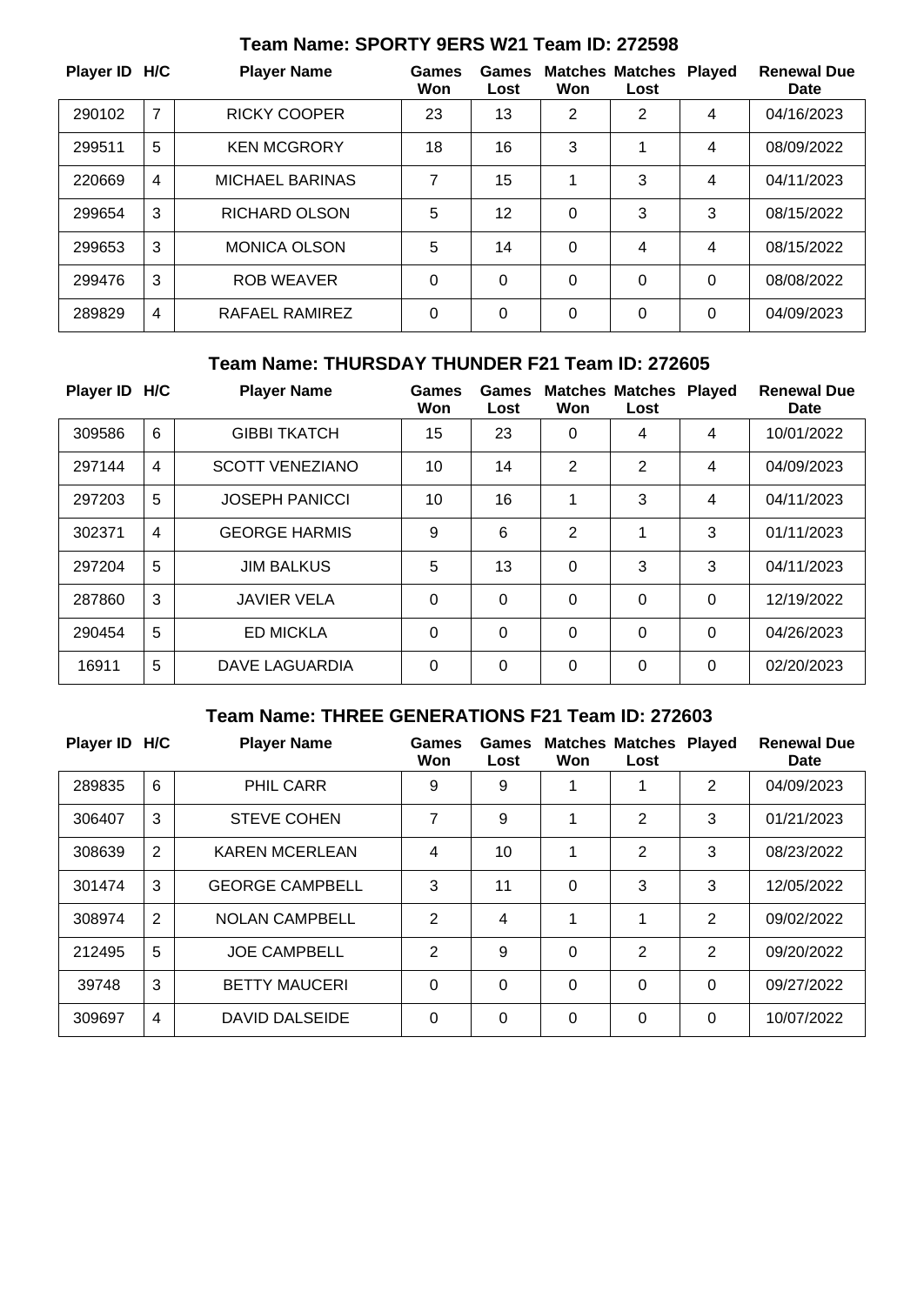## Team Name: SPORTY 9ERS W21 Team ID: 272598

| Player ID | H/C | Player Name | Games Won | Games Lost | Matches Won | Matches Lost | Played | Renewal Due Date |
|---|---|---|---|---|---|---|---|---|
| 290102 | 7 | RICKY COOPER | 23 | 13 | 2 | 2 | 4 | 04/16/2023 |
| 299511 | 5 | KEN MCGRORY | 18 | 16 | 3 | 1 | 4 | 08/09/2022 |
| 220669 | 4 | MICHAEL BARINAS | 7 | 15 | 1 | 3 | 4 | 04/11/2023 |
| 299654 | 3 | RICHARD OLSON | 5 | 12 | 0 | 3 | 3 | 08/15/2022 |
| 299653 | 3 | MONICA OLSON | 5 | 14 | 0 | 4 | 4 | 08/15/2022 |
| 299476 | 3 | ROB WEAVER | 0 | 0 | 0 | 0 | 0 | 08/08/2022 |
| 289829 | 4 | RAFAEL RAMIREZ | 0 | 0 | 0 | 0 | 0 | 04/09/2023 |

## Team Name: THURSDAY THUNDER F21 Team ID: 272605

| Player ID | H/C | Player Name | Games Won | Games Lost | Matches Won | Matches Lost | Played | Renewal Due Date |
|---|---|---|---|---|---|---|---|---|
| 309586 | 6 | GIBBI TKATCH | 15 | 23 | 0 | 4 | 4 | 10/01/2022 |
| 297144 | 4 | SCOTT VENEZIANO | 10 | 14 | 2 | 2 | 4 | 04/09/2023 |
| 297203 | 5 | JOSEPH PANICCI | 10 | 16 | 1 | 3 | 4 | 04/11/2023 |
| 302371 | 4 | GEORGE HARMIS | 9 | 6 | 2 | 1 | 3 | 01/11/2023 |
| 297204 | 5 | JIM BALKUS | 5 | 13 | 0 | 3 | 3 | 04/11/2023 |
| 287860 | 3 | JAVIER VELA | 0 | 0 | 0 | 0 | 0 | 12/19/2022 |
| 290454 | 5 | ED MICKLA | 0 | 0 | 0 | 0 | 0 | 04/26/2023 |
| 16911 | 5 | DAVE LAGUARDIA | 0 | 0 | 0 | 0 | 0 | 02/20/2023 |

## Team Name: THREE GENERATIONS F21 Team ID: 272603

| Player ID | H/C | Player Name | Games Won | Games Lost | Matches Won | Matches Lost | Played | Renewal Due Date |
|---|---|---|---|---|---|---|---|---|
| 289835 | 6 | PHIL CARR | 9 | 9 | 1 | 1 | 2 | 04/09/2023 |
| 306407 | 3 | STEVE COHEN | 7 | 9 | 1 | 2 | 3 | 01/21/2023 |
| 308639 | 2 | KAREN MCERLEAN | 4 | 10 | 1 | 2 | 3 | 08/23/2022 |
| 301474 | 3 | GEORGE CAMPBELL | 3 | 11 | 0 | 3 | 3 | 12/05/2022 |
| 308974 | 2 | NOLAN CAMPBELL | 2 | 4 | 1 | 1 | 2 | 09/02/2022 |
| 212495 | 5 | JOE CAMPBELL | 2 | 9 | 0 | 2 | 2 | 09/20/2022 |
| 39748 | 3 | BETTY MAUCERI | 0 | 0 | 0 | 0 | 0 | 09/27/2022 |
| 309697 | 4 | DAVID DALSEIDE | 0 | 0 | 0 | 0 | 0 | 10/07/2022 |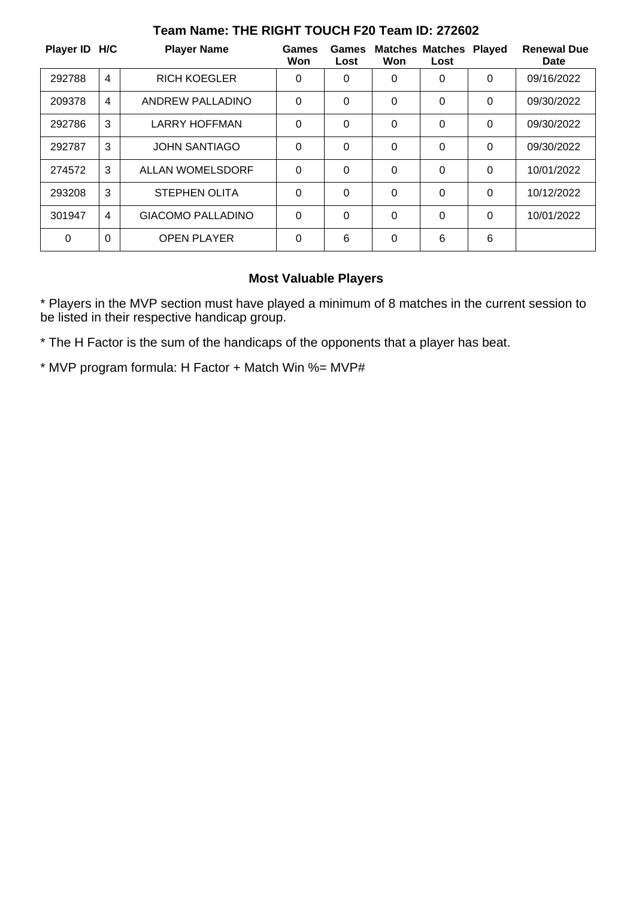## Team Name: THE RIGHT TOUCH F20 Team ID: 272602

| Player ID | H/C | Player Name | Games Won | Games Lost | Matches Won | Matches Lost | Played | Renewal Due Date |
|---|---|---|---|---|---|---|---|---|
| 292788 | 4 | RICH KOEGLER | 0 | 0 | 0 | 0 | 0 | 09/16/2022 |
| 209378 | 4 | ANDREW PALLADINO | 0 | 0 | 0 | 0 | 0 | 09/30/2022 |
| 292786 | 3 | LARRY HOFFMAN | 0 | 0 | 0 | 0 | 0 | 09/30/2022 |
| 292787 | 3 | JOHN SANTIAGO | 0 | 0 | 0 | 0 | 0 | 09/30/2022 |
| 274572 | 3 | ALLAN WOMELSDORF | 0 | 0 | 0 | 0 | 0 | 10/01/2022 |
| 293208 | 3 | STEPHEN OLITA | 0 | 0 | 0 | 0 | 0 | 10/12/2022 |
| 301947 | 4 | GIACOMO PALLADINO | 0 | 0 | 0 | 0 | 0 | 10/01/2022 |
| 0 | 0 | OPEN PLAYER | 0 | 6 | 0 | 6 | 6 | |

### Most Valuable Players

* Players in the MVP section must have played a minimum of 8 matches in the current session to be listed in their respective handicap group.

* The H Factor is the sum of the handicaps of the opponents that a player has beat.

* MVP program formula: H Factor + Match Win %= MVP#